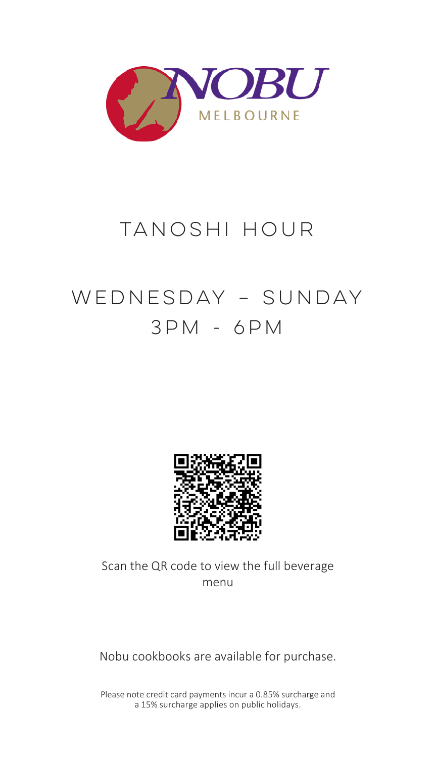NOBU MELBOURNE

# TANOSHI HOUR

## WEDNESDAY – SUNDAY
## 3PM - 6PM

Scan the QR code to view the full beverage menu

Nobu cookbooks are available for purchase.

Please note credit card payments incur a 0.85% surcharge and a 15% surcharge applies on public holidays.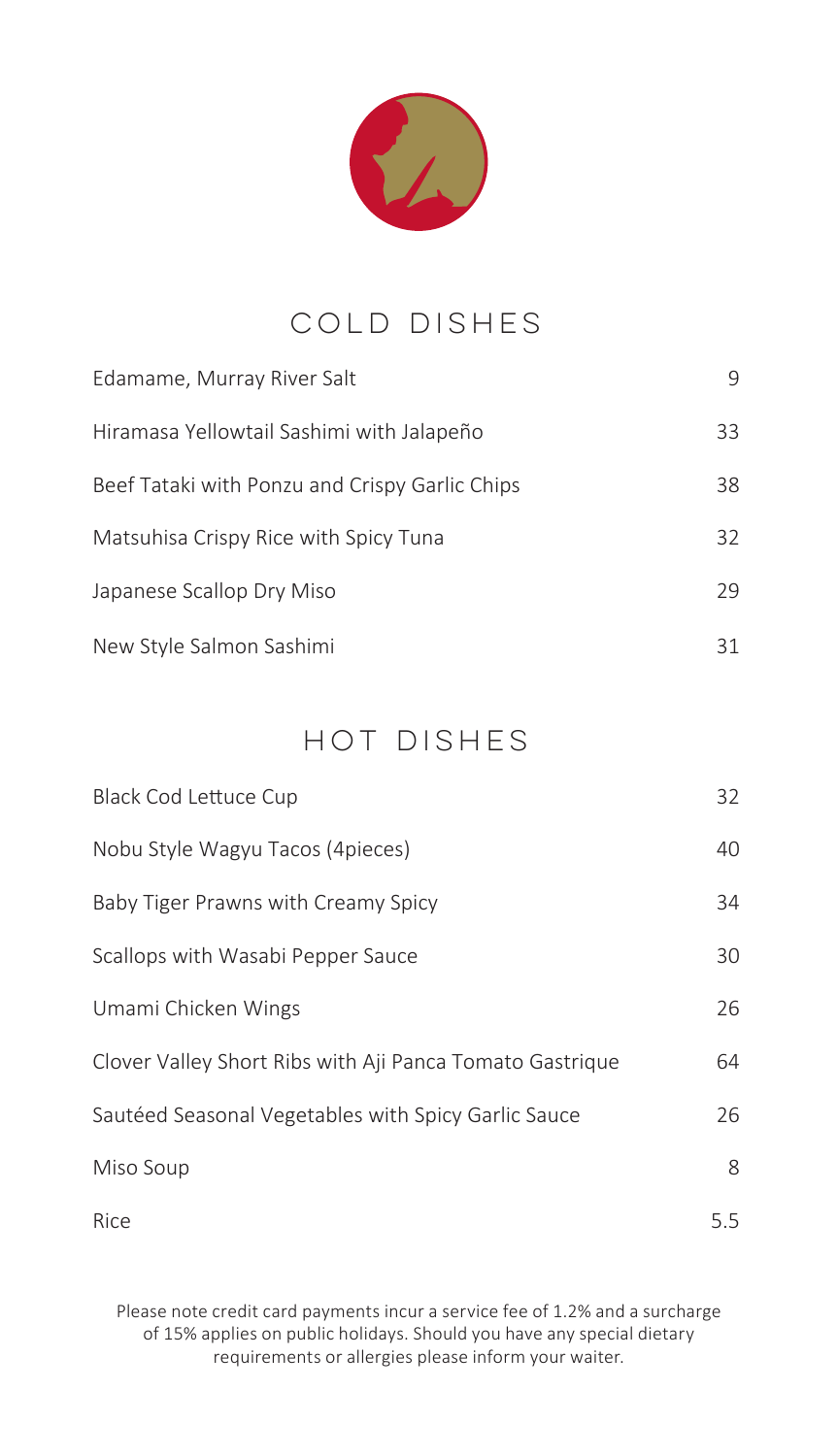## COLD DISHES

| | |
|---|---|
| Edamame, Murray River Salt | 9 |
| Hiramasa Yellowtail Sashimi with Jalapeño | 33 |
| Beef Tataki with Ponzu and Crispy Garlic Chips | 38 |
| Matsuhisa Crispy Rice with Spicy Tuna | 32 |
| Japanese Scallop Dry Miso | 29 |
| New Style Salmon Sashimi | 31 |

## HOT DISHES

| | |
|---|---|
| Black Cod Lettuce Cup | 32 |
| Nobu Style Wagyu Tacos (4pieces) | 40 |
| Baby Tiger Prawns with Creamy Spicy | 34 |
| Scallops with Wasabi Pepper Sauce | 30 |
| Umami Chicken Wings | 26 |
| Clover Valley Short Ribs with Aji Panca Tomato Gastrique | 64 |
| Sautéed Seasonal Vegetables with Spicy Garlic Sauce | 26 |
| Miso Soup | 8 |
| Rice | 5.5 |

Please note credit card payments incur a service fee of 1.2% and a surcharge of 15% applies on public holidays. Should you have any special dietary requirements or allergies please inform your waiter.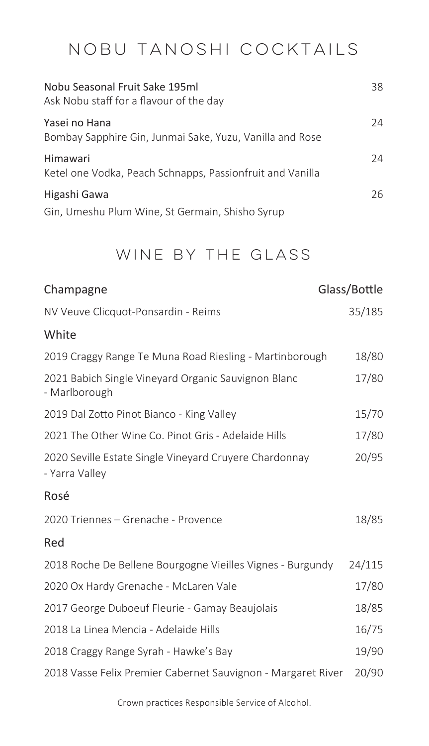# NOBU TANOSHI COCKTAILS

| | |
|---|---|
| Nobu Seasonal Fruit Sake 195ml<br>Ask Nobu staff for a flavour of the day | 38 |
| Yasei no Hana<br>Bombay Sapphire Gin, Junmai Sake, Yuzu, Vanilla and Rose | 24 |
| Himawari<br>Ketel one Vodka, Peach Schnapps, Passionfruit and Vanilla | 24 |
| Higashi Gawa<br>Gin, Umeshu Plum Wine, St Germain, Shisho Syrup | 26 |

# WINE BY THE GLASS

| Champagne | Glass/Bottle |
|---|---|
| NV Veuve Clicquot-Ponsardin - Reims | 35/185 |
| **White** | |
| 2019 Craggy Range Te Muna Road Riesling - Martinborough | 18/80 |
| 2021 Babich Single Vineyard Organic Sauvignon Blanc - Marlborough | 17/80 |
| 2019 Dal Zotto Pinot Bianco - King Valley | 15/70 |
| 2021 The Other Wine Co. Pinot Gris - Adelaide Hills | 17/80 |
| 2020 Seville Estate Single Vineyard Cruyere Chardonnay - Yarra Valley | 20/95 |
| **Rosé** | |
| 2020 Triennes – Grenache - Provence | 18/85 |
| **Red** | |
| 2018 Roche De Bellene Bourgogne Vieilles Vignes - Burgundy | 24/115 |
| 2020 Ox Hardy Grenache - McLaren Vale | 17/80 |
| 2017 George Duboeuf Fleurie - Gamay Beaujolais | 18/85 |
| 2018 La Linea Mencia - Adelaide Hills | 16/75 |
| 2018 Craggy Range Syrah - Hawke's Bay | 19/90 |
| 2018 Vasse Felix Premier Cabernet Sauvignon - Margaret River | 20/90 |

Crown practices Responsible Service of Alcohol.